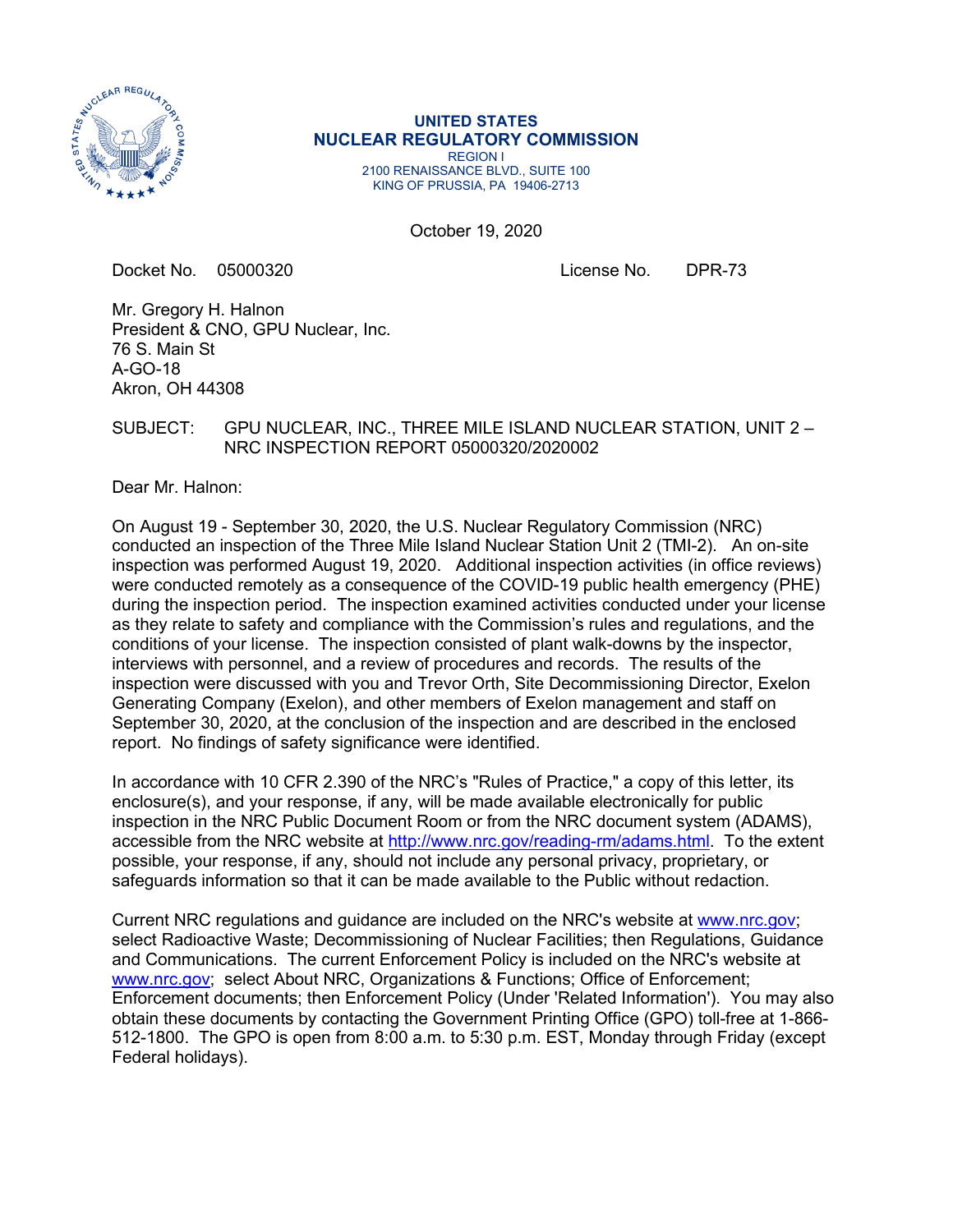UNITED STATES
**NUCLEAR REGULATORY COMMISSION**
REGION I
2100 RENAISSANCE BLVD., SUITE 100
KING OF PRUSSIA, PA 19406-2713

October 19, 2020

Docket No. 05000320 License No. DPR-73

Mr. Gregory H. Halnon
President & CNO, GPU Nuclear, Inc.
76 S. Main St
A-GO-18
Akron, OH 44308

SUBJECT: GPU NUCLEAR, INC., THREE MILE ISLAND NUCLEAR STATION, UNIT 2 – NRC INSPECTION REPORT 05000320/2020002

Dear Mr. Halnon:

On August 19 - September 30, 2020, the U.S. Nuclear Regulatory Commission (NRC) conducted an inspection of the Three Mile Island Nuclear Station Unit 2 (TMI-2). An on-site inspection was performed August 19, 2020. Additional inspection activities (in office reviews) were conducted remotely as a consequence of the COVID-19 public health emergency (PHE) during the inspection period. The inspection examined activities conducted under your license as they relate to safety and compliance with the Commission's rules and regulations, and the conditions of your license. The inspection consisted of plant walk-downs by the inspector, interviews with personnel, and a review of procedures and records. The results of the inspection were discussed with you and Trevor Orth, Site Decommissioning Director, Exelon Generating Company (Exelon), and other members of Exelon management and staff on September 30, 2020, at the conclusion of the inspection and are described in the enclosed report. No findings of safety significance were identified.

In accordance with 10 CFR 2.390 of the NRC's "Rules of Practice," a copy of this letter, its enclosure(s), and your response, if any, will be made available electronically for public inspection in the NRC Public Document Room or from the NRC document system (ADAMS), accessible from the NRC website at http://www.nrc.gov/reading-rm/adams.html. To the extent possible, your response, if any, should not include any personal privacy, proprietary, or safeguards information so that it can be made available to the Public without redaction.

Current NRC regulations and guidance are included on the NRC's website at www.nrc.gov; select Radioactive Waste; Decommissioning of Nuclear Facilities; then Regulations, Guidance and Communications. The current Enforcement Policy is included on the NRC's website at www.nrc.gov; select About NRC, Organizations & Functions; Office of Enforcement; Enforcement documents; then Enforcement Policy (Under 'Related Information'). You may also obtain these documents by contacting the Government Printing Office (GPO) toll-free at 1-866-512-1800. The GPO is open from 8:00 a.m. to 5:30 p.m. EST, Monday through Friday (except Federal holidays).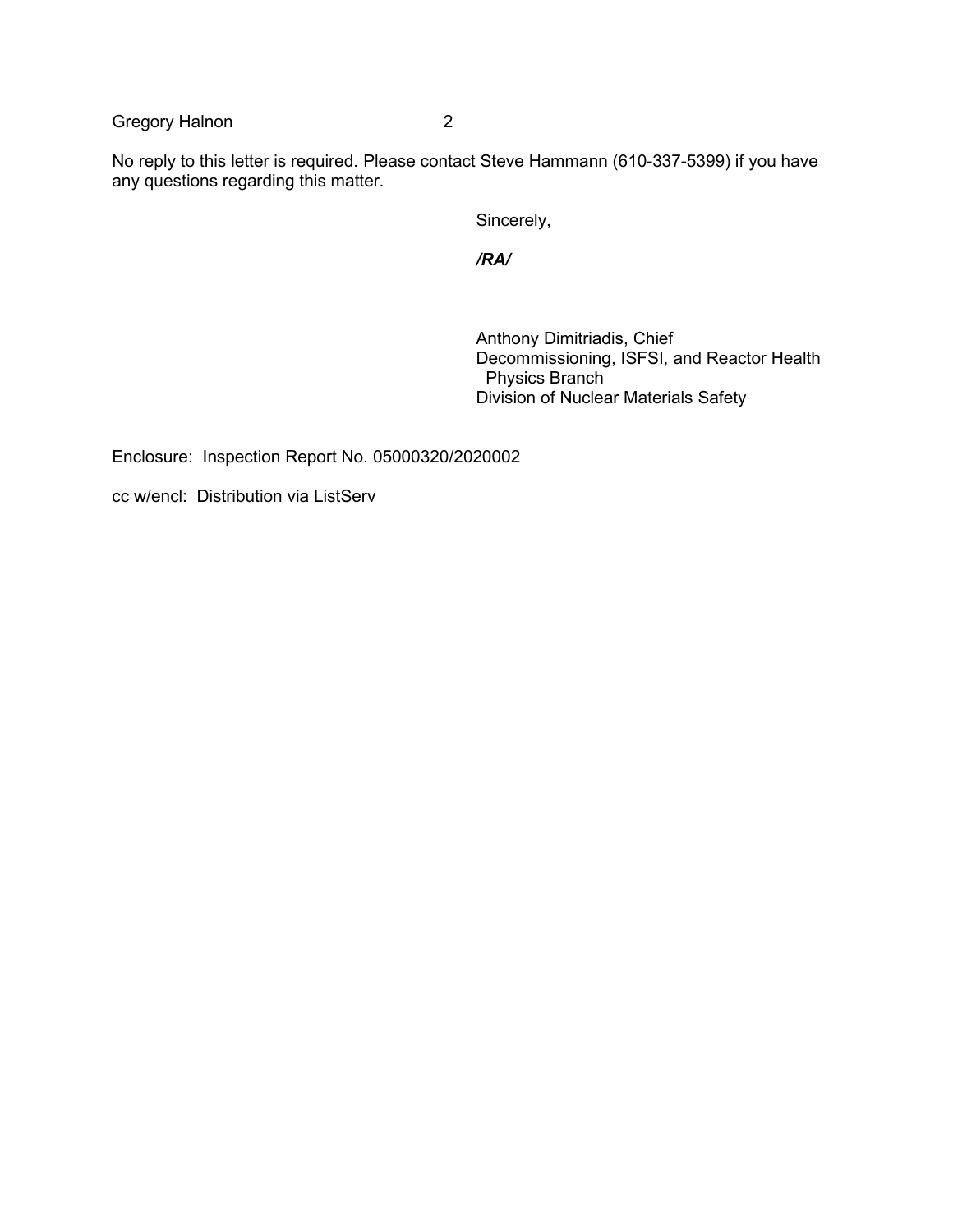No reply to this letter is required. Please contact Steve Hammann (610-337-5399) if you have any questions regarding this matter.

Sincerely,

***/RA/***

Anthony Dimitriadis, Chief
Decommissioning, ISFSI, and Reactor Health Physics Branch
Division of Nuclear Materials Safety

Enclosure: Inspection Report No. 05000320/2020002

cc w/encl: Distribution via ListServ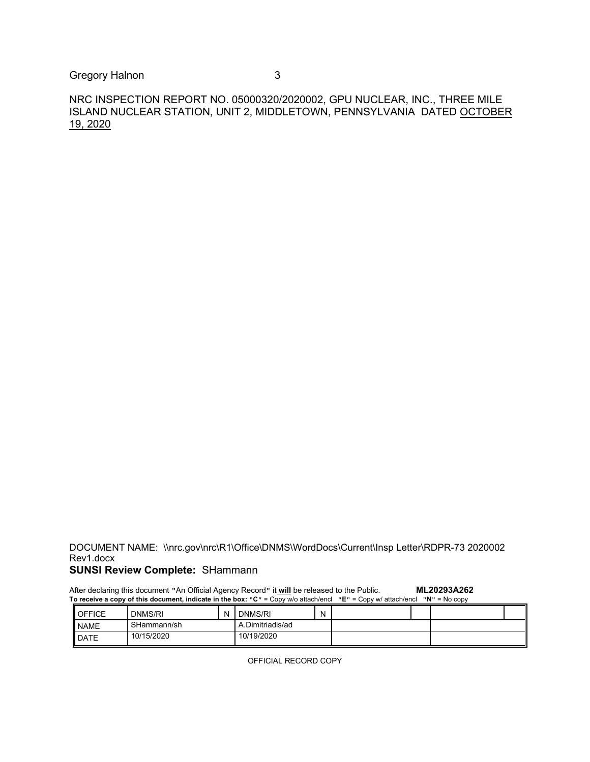NRC INSPECTION REPORT NO. 05000320/2020002, GPU NUCLEAR, INC., THREE MILE ISLAND NUCLEAR STATION, UNIT 2, MIDDLETOWN, PENNSYLVANIA DATED OCTOBER 19, 2020

DOCUMENT NAME: \\nrc.gov\nrc\R1\Office\DNMS\WordDocs\Current\Insp Letter\RDPR-73 2020002 Rev1.docx

**SUNSI Review Complete:** SHammann

After declaring this document "An Official Agency Record" it **will** be released to the Public. **ML20293A262**

**To receive a copy of this document, indicate in the box: "C" = Copy w/o attach/encl "E" = Copy w/ attach/encl "N" = No copy**

| OFFICE | DNMS/RI | N | DNMS/RI | N | | | | |
|---|---|---|---|---|---|---|---|---|
| NAME | SHammann/sh | | A.Dimitriadis/ad | | | | | |
| DATE | 10/15/2020 | | 10/19/2020 | | | | | |

OFFICIAL RECORD COPY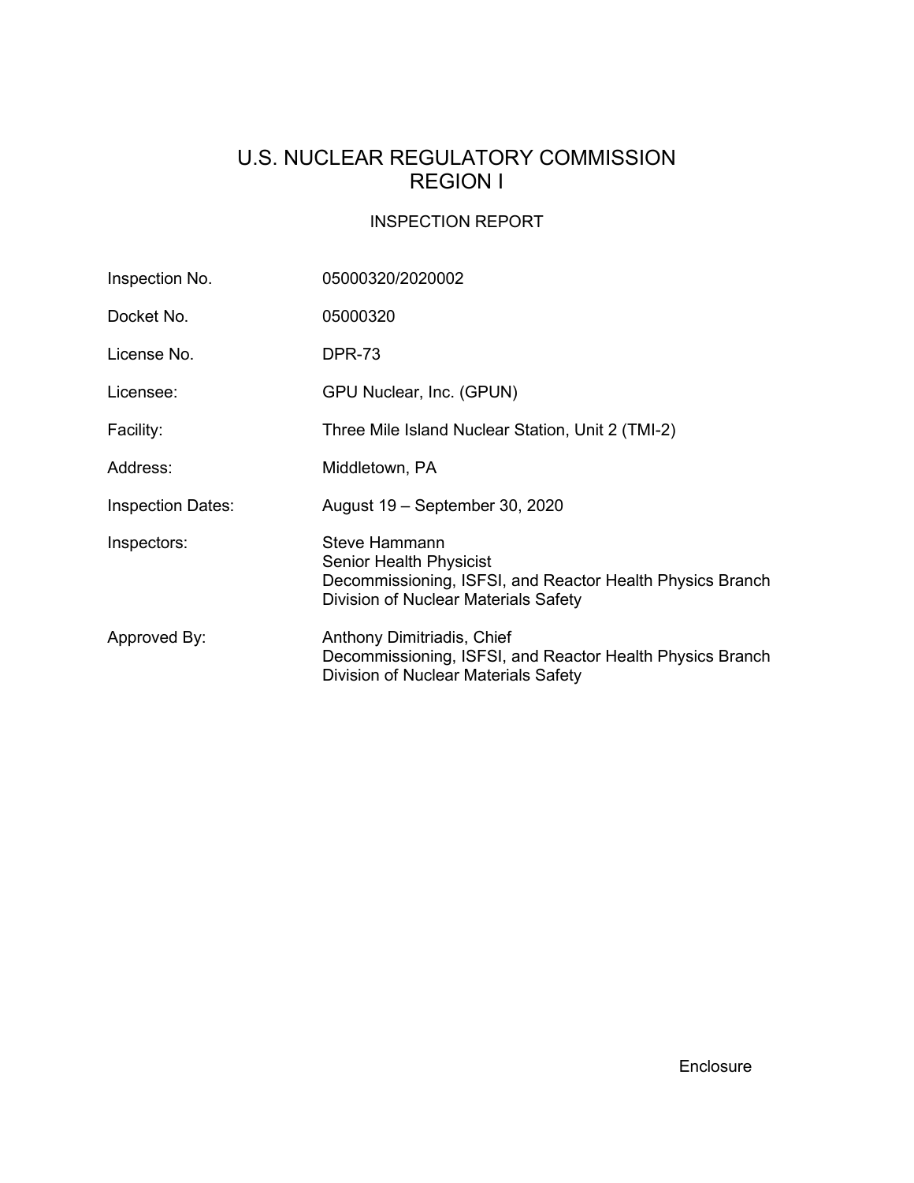# U.S. NUCLEAR REGULATORY COMMISSION
# REGION I

## INSPECTION REPORT

| | |
|---|---|
| Inspection No. | 05000320/2020002 |
| Docket No. | 05000320 |
| License No. | DPR-73 |
| Licensee: | GPU Nuclear, Inc. (GPUN) |
| Facility: | Three Mile Island Nuclear Station, Unit 2 (TMI-2) |
| Address: | Middletown, PA |
| Inspection Dates: | August 19 – September 30, 2020 |
| Inspectors: | Steve Hammann<br>Senior Health Physicist<br>Decommissioning, ISFSI, and Reactor Health Physics Branch<br>Division of Nuclear Materials Safety |
| Approved By: | Anthony Dimitriadis, Chief<br>Decommissioning, ISFSI, and Reactor Health Physics Branch<br>Division of Nuclear Materials Safety |

Enclosure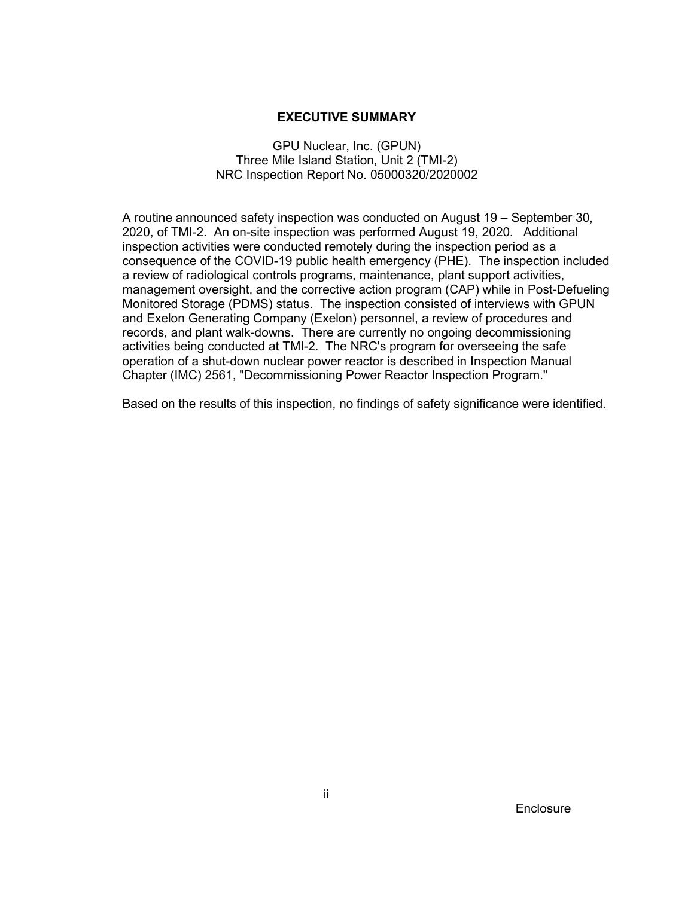# EXECUTIVE SUMMARY

GPU Nuclear, Inc. (GPUN)
Three Mile Island Station, Unit 2 (TMI-2)
NRC Inspection Report No. 05000320/2020002

A routine announced safety inspection was conducted on August 19 – September 30, 2020, of TMI-2. An on-site inspection was performed August 19, 2020. Additional inspection activities were conducted remotely during the inspection period as a consequence of the COVID-19 public health emergency (PHE). The inspection included a review of radiological controls programs, maintenance, plant support activities, management oversight, and the corrective action program (CAP) while in Post-Defueling Monitored Storage (PDMS) status. The inspection consisted of interviews with GPUN and Exelon Generating Company (Exelon) personnel, a review of procedures and records, and plant walk-downs. There are currently no ongoing decommissioning activities being conducted at TMI-2. The NRC's program for overseeing the safe operation of a shut-down nuclear power reactor is described in Inspection Manual Chapter (IMC) 2561, "Decommissioning Power Reactor Inspection Program."

Based on the results of this inspection, no findings of safety significance were identified.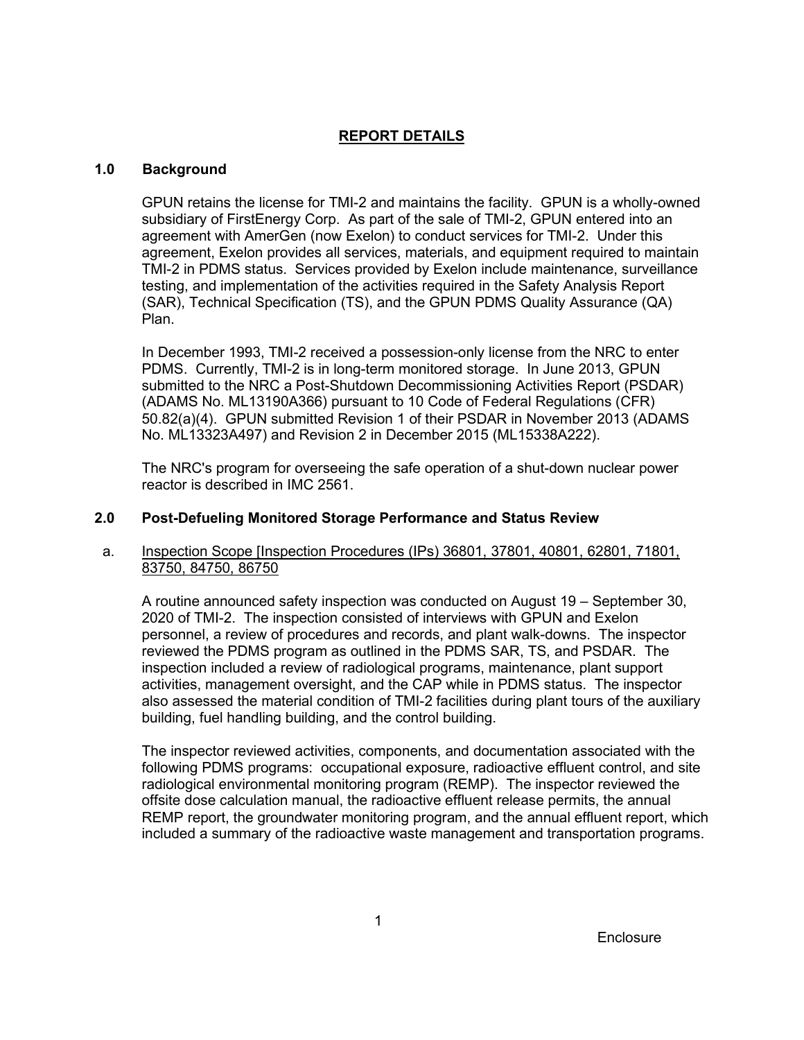# REPORT DETAILS

## 1.0 Background

GPUN retains the license for TMI-2 and maintains the facility. GPUN is a wholly-owned subsidiary of FirstEnergy Corp. As part of the sale of TMI-2, GPUN entered into an agreement with AmerGen (now Exelon) to conduct services for TMI-2. Under this agreement, Exelon provides all services, materials, and equipment required to maintain TMI-2 in PDMS status. Services provided by Exelon include maintenance, surveillance testing, and implementation of the activities required in the Safety Analysis Report (SAR), Technical Specification (TS), and the GPUN PDMS Quality Assurance (QA) Plan.

In December 1993, TMI-2 received a possession-only license from the NRC to enter PDMS. Currently, TMI-2 is in long-term monitored storage. In June 2013, GPUN submitted to the NRC a Post-Shutdown Decommissioning Activities Report (PSDAR) (ADAMS No. ML13190A366) pursuant to 10 Code of Federal Regulations (CFR) 50.82(a)(4). GPUN submitted Revision 1 of their PSDAR in November 2013 (ADAMS No. ML13323A497) and Revision 2 in December 2015 (ML15338A222).

The NRC's program for overseeing the safe operation of a shut-down nuclear power reactor is described in IMC 2561.

## 2.0 Post-Defueling Monitored Storage Performance and Status Review

a. Inspection Scope [Inspection Procedures (IPs) 36801, 37801, 40801, 62801, 71801, 83750, 84750, 86750

A routine announced safety inspection was conducted on August 19 – September 30, 2020 of TMI-2. The inspection consisted of interviews with GPUN and Exelon personnel, a review of procedures and records, and plant walk-downs. The inspector reviewed the PDMS program as outlined in the PDMS SAR, TS, and PSDAR. The inspection included a review of radiological programs, maintenance, plant support activities, management oversight, and the CAP while in PDMS status. The inspector also assessed the material condition of TMI-2 facilities during plant tours of the auxiliary building, fuel handling building, and the control building.

The inspector reviewed activities, components, and documentation associated with the following PDMS programs: occupational exposure, radioactive effluent control, and site radiological environmental monitoring program (REMP). The inspector reviewed the offsite dose calculation manual, the radioactive effluent release permits, the annual REMP report, the groundwater monitoring program, and the annual effluent report, which included a summary of the radioactive waste management and transportation programs.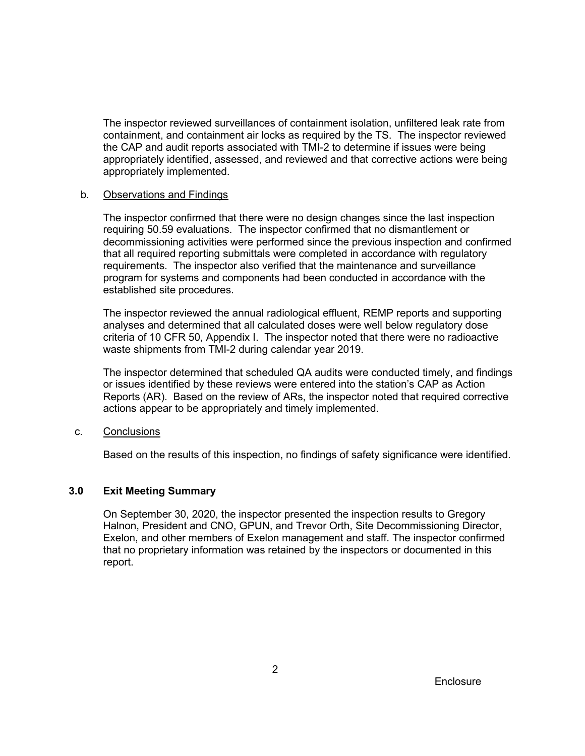The inspector reviewed surveillances of containment isolation, unfiltered leak rate from containment, and containment air locks as required by the TS. The inspector reviewed the CAP and audit reports associated with TMI-2 to determine if issues were being appropriately identified, assessed, and reviewed and that corrective actions were being appropriately implemented.

b. Observations and Findings

The inspector confirmed that there were no design changes since the last inspection requiring 50.59 evaluations. The inspector confirmed that no dismantlement or decommissioning activities were performed since the previous inspection and confirmed that all required reporting submittals were completed in accordance with regulatory requirements. The inspector also verified that the maintenance and surveillance program for systems and components had been conducted in accordance with the established site procedures.

The inspector reviewed the annual radiological effluent, REMP reports and supporting analyses and determined that all calculated doses were well below regulatory dose criteria of 10 CFR 50, Appendix I. The inspector noted that there were no radioactive waste shipments from TMI-2 during calendar year 2019.

The inspector determined that scheduled QA audits were conducted timely, and findings or issues identified by these reviews were entered into the station's CAP as Action Reports (AR). Based on the review of ARs, the inspector noted that required corrective actions appear to be appropriately and timely implemented.

c. Conclusions

Based on the results of this inspection, no findings of safety significance were identified.

## 3.0 Exit Meeting Summary

On September 30, 2020, the inspector presented the inspection results to Gregory Halnon, President and CNO, GPUN, and Trevor Orth, Site Decommissioning Director, Exelon, and other members of Exelon management and staff. The inspector confirmed that no proprietary information was retained by the inspectors or documented in this report.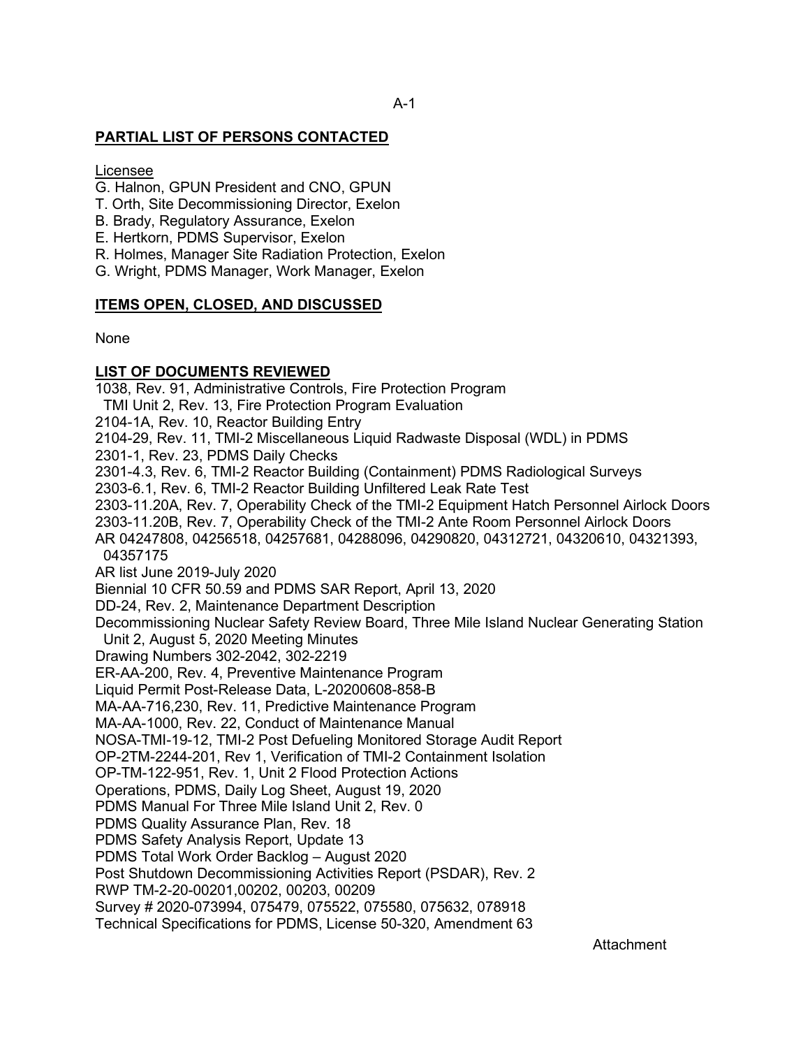## PARTIAL LIST OF PERSONS CONTACTED

Licensee

G. Halnon, GPUN President and CNO, GPUN
T. Orth, Site Decommissioning Director, Exelon
B. Brady, Regulatory Assurance, Exelon
E. Hertkorn, PDMS Supervisor, Exelon
R. Holmes, Manager Site Radiation Protection, Exelon
G. Wright, PDMS Manager, Work Manager, Exelon

## ITEMS OPEN, CLOSED, AND DISCUSSED

None

## LIST OF DOCUMENTS REVIEWED

1038, Rev. 91, Administrative Controls, Fire Protection Program
TMI Unit 2, Rev. 13, Fire Protection Program Evaluation
2104-1A, Rev. 10, Reactor Building Entry
2104-29, Rev. 11, TMI-2 Miscellaneous Liquid Radwaste Disposal (WDL) in PDMS
2301-1, Rev. 23, PDMS Daily Checks
2301-4.3, Rev. 6, TMI-2 Reactor Building (Containment) PDMS Radiological Surveys
2303-6.1, Rev. 6, TMI-2 Reactor Building Unfiltered Leak Rate Test
2303-11.20A, Rev. 7, Operability Check of the TMI-2 Equipment Hatch Personnel Airlock Doors
2303-11.20B, Rev. 7, Operability Check of the TMI-2 Ante Room Personnel Airlock Doors
AR 04247808, 04256518, 04257681, 04288096, 04290820, 04312721, 04320610, 04321393, 04357175
AR list June 2019-July 2020
Biennial 10 CFR 50.59 and PDMS SAR Report, April 13, 2020
DD-24, Rev. 2, Maintenance Department Description
Decommissioning Nuclear Safety Review Board, Three Mile Island Nuclear Generating Station Unit 2, August 5, 2020 Meeting Minutes
Drawing Numbers 302-2042, 302-2219
ER-AA-200, Rev. 4, Preventive Maintenance Program
Liquid Permit Post-Release Data, L-20200608-858-B
MA-AA-716,230, Rev. 11, Predictive Maintenance Program
MA-AA-1000, Rev. 22, Conduct of Maintenance Manual
NOSA-TMI-19-12, TMI-2 Post Defueling Monitored Storage Audit Report
OP-2TM-2244-201, Rev 1, Verification of TMI-2 Containment Isolation
OP-TM-122-951, Rev. 1, Unit 2 Flood Protection Actions
Operations, PDMS, Daily Log Sheet, August 19, 2020
PDMS Manual For Three Mile Island Unit 2, Rev. 0
PDMS Quality Assurance Plan, Rev. 18
PDMS Safety Analysis Report, Update 13
PDMS Total Work Order Backlog – August 2020
Post Shutdown Decommissioning Activities Report (PSDAR), Rev. 2
RWP TM-2-20-00201,00202, 00203, 00209
Survey # 2020-073994, 075479, 075522, 075580, 075632, 078918
Technical Specifications for PDMS, License 50-320, Amendment 63

Attachment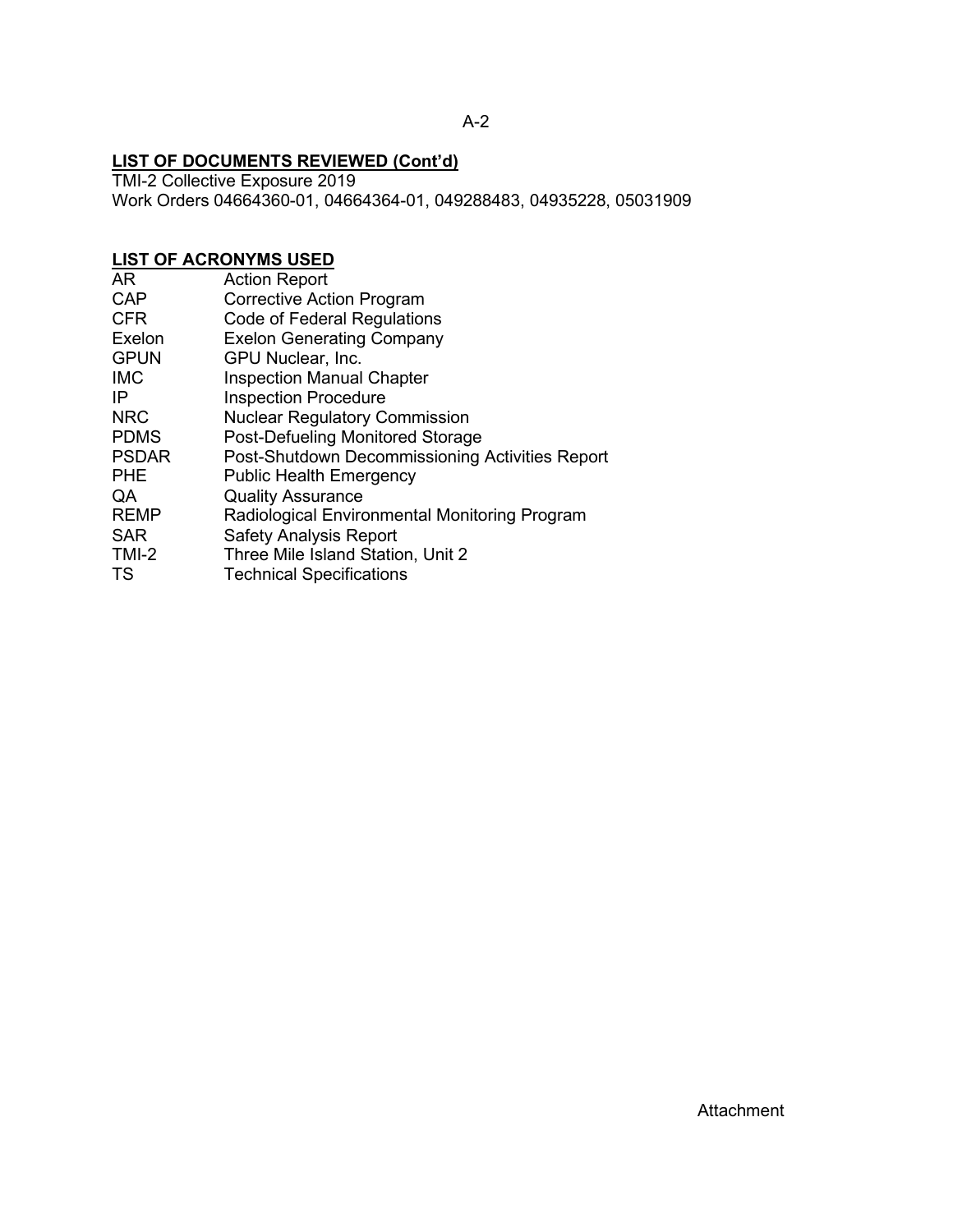**LIST OF DOCUMENTS REVIEWED (Cont'd)**

TMI-2 Collective Exposure 2019
Work Orders 04664360-01, 04664364-01, 049288483, 04935228, 05031909

**LIST OF ACRONYMS USED**

| | |
|---|---|
| AR | Action Report |
| CAP | Corrective Action Program |
| CFR | Code of Federal Regulations |
| Exelon | Exelon Generating Company |
| GPUN | GPU Nuclear, Inc. |
| IMC | Inspection Manual Chapter |
| IP | Inspection Procedure |
| NRC | Nuclear Regulatory Commission |
| PDMS | Post-Defueling Monitored Storage |
| PSDAR | Post-Shutdown Decommissioning Activities Report |
| PHE | Public Health Emergency |
| QA | Quality Assurance |
| REMP | Radiological Environmental Monitoring Program |
| SAR | Safety Analysis Report |
| TMI-2 | Three Mile Island Station, Unit 2 |
| TS | Technical Specifications |

Attachment